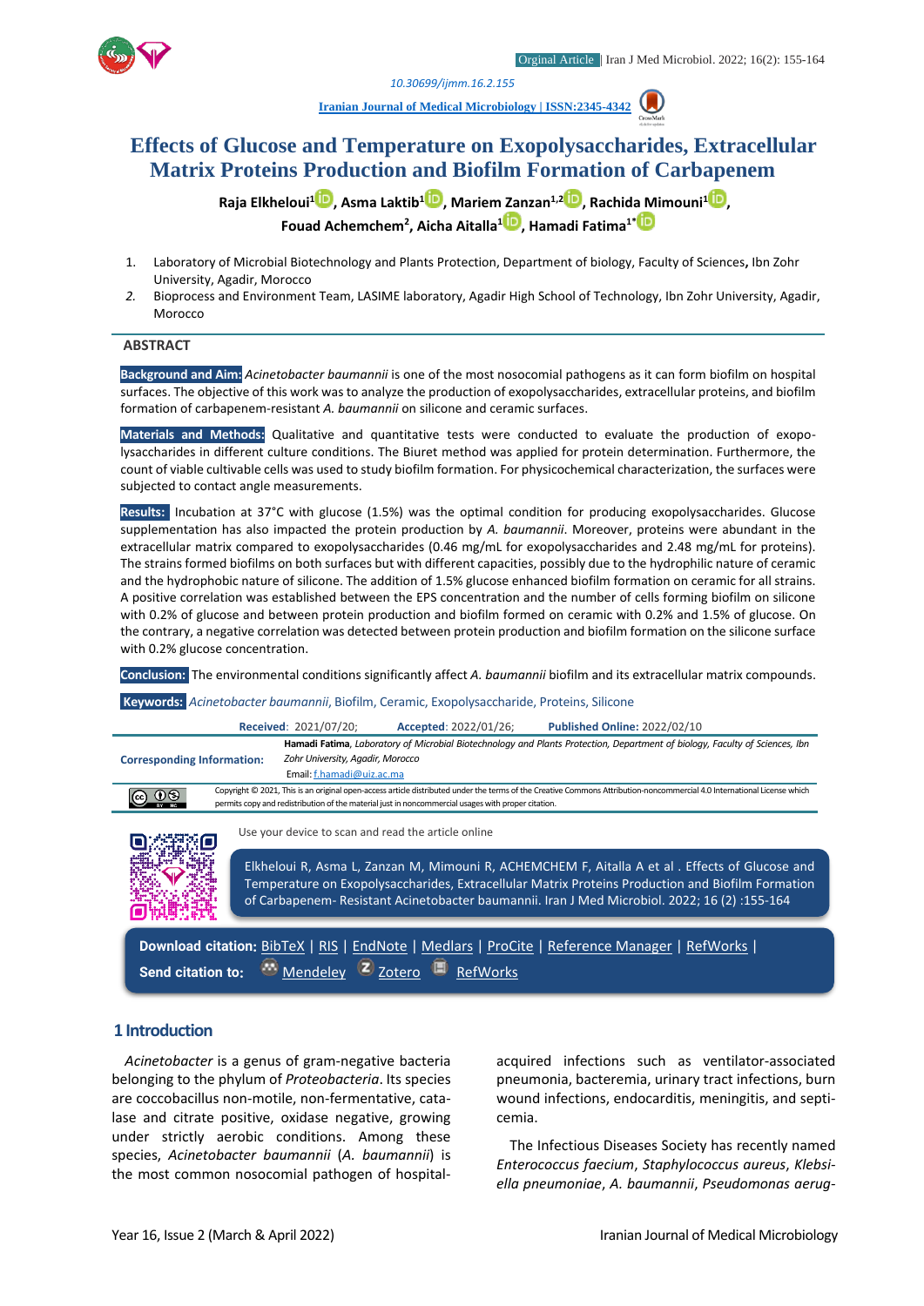Orginal Article | Iran J Med Microbiol. 2022; 16(2): 155-164

10.30699/ijmm.16.2.155

Iranian Journal of Medical Microbiology | ISSN:2345-4342

# Effects of Glucose and Temperature on Exopolysaccharides, Extracellular Matrix Proteins Production and Biofilm Formation of Carbapenem

**Raja Elkheloui[1], Asma Laktib[1], Mariem Zanzan[1,2], Rachida Mimouni[1], Fouad Achemchem[2], Aicha Aitalla[1], Hamadi Fatima[1*]**

1. Laboratory of Microbial Biotechnology and Plants Protection, Department of biology, Faculty of Sciences, Ibn Zohr University, Agadir, Morocco
2. Bioprocess and Environment Team, LASIME laboratory, Agadir High School of Technology, Ibn Zohr University, Agadir, Morocco

## ABSTRACT

**Background and Aim:** *Acinetobacter baumannii* is one of the most nosocomial pathogens as it can form biofilm on hospital surfaces. The objective of this work was to analyze the production of exopolysaccharides, extracellular proteins, and biofilm formation of carbapenem-resistant *A. baumannii* on silicone and ceramic surfaces.

**Materials and Methods:** Qualitative and quantitative tests were conducted to evaluate the production of exopolysaccharides in different culture conditions. The Biuret method was applied for protein determination. Furthermore, the count of viable cultivable cells was used to study biofilm formation. For physicochemical characterization, the surfaces were subjected to contact angle measurements.

**Results:** Incubation at 37°C with glucose (1.5%) was the optimal condition for producing exopolysaccharides. Glucose supplementation has also impacted the protein production by *A. baumannii*. Moreover, proteins were abundant in the extracellular matrix compared to exopolysaccharides (0.46 mg/mL for exopolysaccharides and 2.48 mg/mL for proteins). The strains formed biofilms on both surfaces but with different capacities, possibly due to the hydrophilic nature of ceramic and the hydrophobic nature of silicone. The addition of 1.5% glucose enhanced biofilm formation on ceramic for all strains. A positive correlation was established between the EPS concentration and the number of cells forming biofilm on silicone with 0.2% of glucose and between protein production and biofilm formed on ceramic with 0.2% and 1.5% of glucose. On the contrary, a negative correlation was detected between protein production and biofilm formation on the silicone surface with 0.2% glucose concentration.

**Conclusion:** The environmental conditions significantly affect *A. baumannii* biofilm and its extracellular matrix compounds.

**Keywords:** *Acinetobacter baumannii*, Biofilm, Ceramic, Exopolysaccharide, Proteins, Silicone

**Received**: 2021/07/20; **Accepted**: 2022/01/26; **Published Online:** 2022/02/10

**Corresponding Information:** **Hamadi Fatima**, *Laboratory of Microbial Biotechnology and Plants Protection, Department of biology, Faculty of Sciences, Ibn Zohr University, Agadir, Morocco*
Email: f.hamadi@uiz.ac.ma

Copyright © 2021, This is an original open-access article distributed under the terms of the Creative Commons Attribution-noncommercial 4.0 International License which permits copy and redistribution of the material just in noncommercial usages with proper citation.

Use your device to scan and read the article online

Elkheloui R, Asma L, Zanzan M, Mimouni R, ACHEMCHEM F, Aitalla A et al . Effects of Glucose and Temperature on Exopolysaccharides, Extracellular Matrix Proteins Production and Biofilm Formation of Carbapenem- Resistant Acinetobacter baumannii. Iran J Med Microbiol. 2022; 16 (2) :155-164

**Download citation:** BibTeX | RIS | EndNote | Medlars | ProCite | Reference Manager | RefWorks |
**Send citation to:** Mendeley | Zotero | RefWorks

## 1 Introduction

*Acinetobacter* is a genus of gram-negative bacteria belonging to the phylum of *Proteobacteria*. Its species are coccobacillus non-motile, non-fermentative, catalase and citrate positive, oxidase negative, growing under strictly aerobic conditions. Among these species, *Acinetobacter baumannii* (*A. baumannii*) is the most common nosocomial pathogen of hospital-acquired infections such as ventilator-associated pneumonia, bacteremia, urinary tract infections, burn wound infections, endocarditis, meningitis, and septicemia.

The Infectious Diseases Society has recently named *Enterococcus faecium*, *Staphylococcus aureus*, *Klebsiella pneumoniae*, *A. baumannii*, *Pseudomonas aerug-*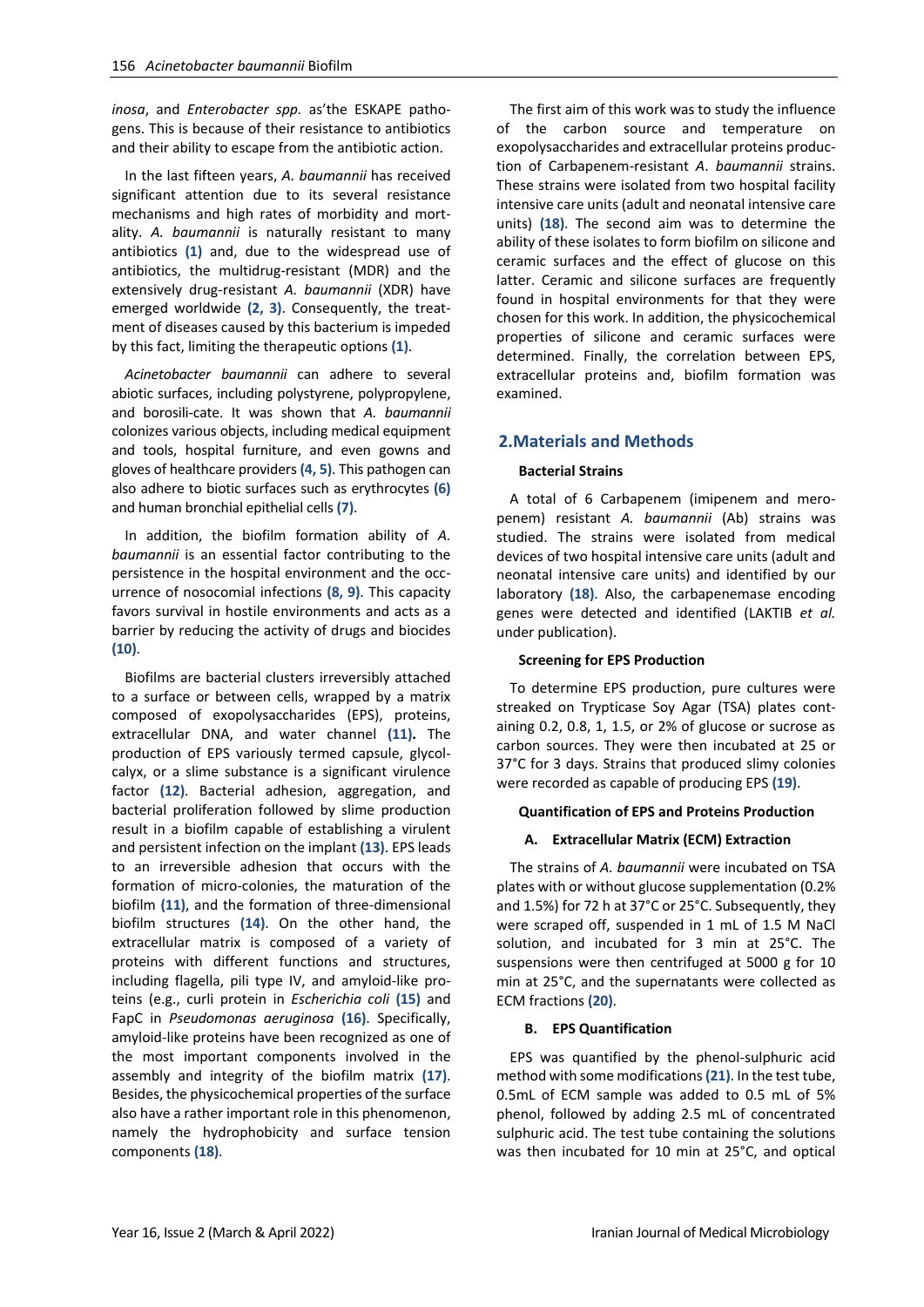*inosa*, and *Enterobacter spp.* as'the ESKAPE pathogens. This is because of their resistance to antibiotics and their ability to escape from the antibiotic action.

In the last fifteen years, *A. baumannii* has received significant attention due to its several resistance mechanisms and high rates of morbidity and mortality. *A. baumannii* is naturally resistant to many antibiotics **(1)** and, due to the widespread use of antibiotics, the multidrug-resistant (MDR) and the extensively drug-resistant *A. baumannii* (XDR) have emerged worldwide **(2, 3)**. Consequently, the treatment of diseases caused by this bacterium is impeded by this fact, limiting the therapeutic options **(1)**.

*Acinetobacter baumannii* can adhere to several abiotic surfaces, including polystyrene, polypropylene, and borosili-cate. It was shown that *A. baumannii* colonizes various objects, including medical equipment and tools, hospital furniture, and even gowns and gloves of healthcare providers **(4, 5)**. This pathogen can also adhere to biotic surfaces such as erythrocytes **(6)** and human bronchial epithelial cells **(7)**.

In addition, the biofilm formation ability of *A. baumannii* is an essential factor contributing to the persistence in the hospital environment and the occurrence of nosocomial infections **(8, 9)**. This capacity favors survival in hostile environments and acts as a barrier by reducing the activity of drugs and biocides **(10)**.

Biofilms are bacterial clusters irreversibly attached to a surface or between cells, wrapped by a matrix composed of exopolysaccharides (EPS), proteins, extracellular DNA, and water channel **(11).** The production of EPS variously termed capsule, glycolcalyx, or a slime substance is a significant virulence factor **(12)**. Bacterial adhesion, aggregation, and bacterial proliferation followed by slime production result in a biofilm capable of establishing a virulent and persistent infection on the implant **(13)**. EPS leads to an irreversible adhesion that occurs with the formation of micro-colonies, the maturation of the biofilm **(11)**, and the formation of three-dimensional biofilm structures **(14)**. On the other hand, the extracellular matrix is composed of a variety of proteins with different functions and structures, including flagella, pili type IV, and amyloid-like proteins (e.g., curli protein in *Escherichia coli* **(15)** and FapC in *Pseudomonas aeruginosa* **(16)**. Specifically, amyloid-like proteins have been recognized as one of the most important components involved in the assembly and integrity of the biofilm matrix **(17)**. Besides, the physicochemical properties of the surface also have a rather important role in this phenomenon, namely the hydrophobicity and surface tension components **(18)**.

The first aim of this work was to study the influence of the carbon source and temperature on exopolysaccharides and extracellular proteins production of Carbapenem-resistant *A. baumannii* strains. These strains were isolated from two hospital facility intensive care units (adult and neonatal intensive care units) **(18)**. The second aim was to determine the ability of these isolates to form biofilm on silicone and ceramic surfaces and the effect of glucose on this latter. Ceramic and silicone surfaces are frequently found in hospital environments for that they were chosen for this work. In addition, the physicochemical properties of silicone and ceramic surfaces were determined. Finally, the correlation between EPS, extracellular proteins and, biofilm formation was examined.

## 2.Materials and Methods

### Bacterial Strains

A total of 6 Carbapenem (imipenem and meropenem) resistant *A. baumannii* (Ab) strains was studied. The strains were isolated from medical devices of two hospital intensive care units (adult and neonatal intensive care units) and identified by our laboratory **(18)**. Also, the carbapenemase encoding genes were detected and identified (LAKTIB *et al.* under publication).

### Screening for EPS Production

To determine EPS production, pure cultures were streaked on Trypticase Soy Agar (TSA) plates containing 0.2, 0.8, 1, 1.5, or 2% of glucose or sucrose as carbon sources. They were then incubated at 25 or 37°C for 3 days. Strains that produced slimy colonies were recorded as capable of producing EPS **(19)**.

### Quantification of EPS and Proteins Production

#### A. Extracellular Matrix (ECM) Extraction

The strains of *A. baumannii* were incubated on TSA plates with or without glucose supplementation (0.2% and 1.5%) for 72 h at 37°C or 25°C. Subsequently, they were scraped off, suspended in 1 mL of 1.5 M NaCl solution, and incubated for 3 min at 25°C. The suspensions were then centrifuged at 5000 g for 10 min at 25°C, and the supernatants were collected as ECM fractions **(20)**.

#### B. EPS Quantification

EPS was quantified by the phenol-sulphuric acid method with some modifications **(21)**. In the test tube, 0.5mL of ECM sample was added to 0.5 mL of 5% phenol, followed by adding 2.5 mL of concentrated sulphuric acid. The test tube containing the solutions was then incubated for 10 min at 25°C, and optical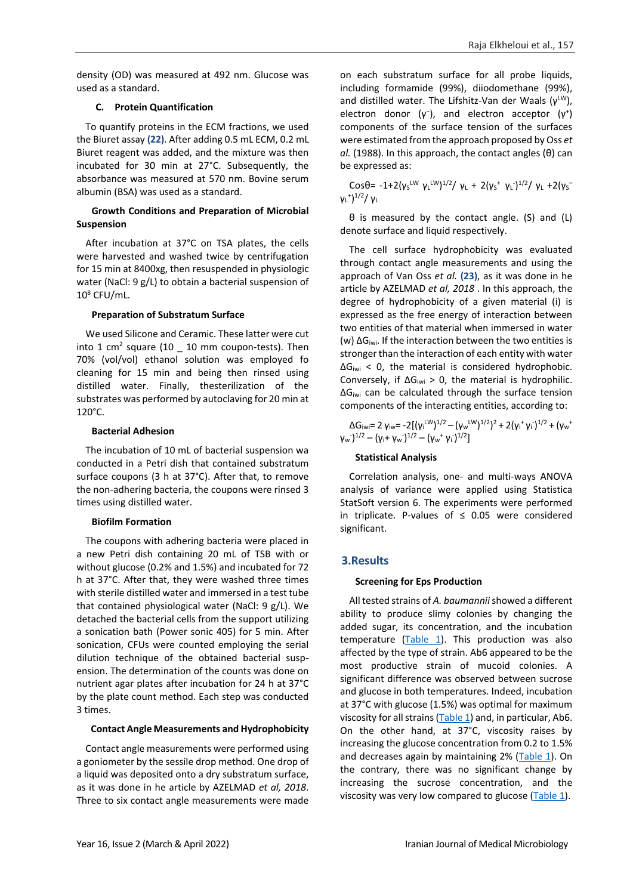density (OD) was measured at 492 nm. Glucose was used as a standard.

#### C. Protein Quantification

To quantify proteins in the ECM fractions, we used the Biuret assay **(22)**. After adding 0.5 mL ECM, 0.2 mL Biuret reagent was added, and the mixture was then incubated for 30 min at 27°C. Subsequently, the absorbance was measured at 570 nm. Bovine serum albumin (BSA) was used as a standard.

#### Growth Conditions and Preparation of Microbial Suspension

After incubation at 37°C on TSA plates, the cells were harvested and washed twice by centrifugation for 15 min at 8400xg, then resuspended in physiologic water (NaCl: 9 g/L) to obtain a bacterial suspension of $10^8$ CFU/mL.

#### Preparation of Substratum Surface

We used Silicone and Ceramic. These latter were cut into 1 $cm^2$ square (10 _ 10 mm coupon-tests). Then 70% (vol/vol) ethanol solution was employed fo cleaning for 15 min and being then rinsed using distilled water. Finally, thesterilization of the substrates was performed by autoclaving for 20 min at 120°C.

#### Bacterial Adhesion

The incubation of 10 mL of bacterial suspension wa conducted in a Petri dish that contained substratum surface coupons (3 h at 37°C). After that, to remove the non-adhering bacteria, the coupons were rinsed 3 times using distilled water.

#### Biofilm Formation

The coupons with adhering bacteria were placed in a new Petri dish containing 20 mL of TSB with or without glucose (0.2% and 1.5%) and incubated for 72 h at 37°C. After that, they were washed three times with sterile distilled water and immersed in a test tube that contained physiological water (NaCl: 9 g/L). We detached the bacterial cells from the support utilizing a sonication bath (Power sonic 405) for 5 min. After sonication, CFUs were counted employing the serial dilution technique of the obtained bacterial suspension. The determination of the counts was done on nutrient agar plates after incubation for 24 h at 37°C by the plate count method. Each step was conducted 3 times.

#### Contact Angle Measurements and Hydrophobicity

Contact angle measurements were performed using a goniometer by the sessile drop method. One drop of a liquid was deposited onto a dry substratum surface, as it was done in he article by AZELMAD *et al, 2018*. Three to six contact angle measurements were made on each substratum surface for all probe liquids, including formamide (99%), diiodomethane (99%), and distilled water. The Lifshitz-Van der Waals ($\gamma^{LW}$), electron donor ($\gamma^-$), and electron acceptor ($\gamma^+$) components of the surface tension of the surfaces were estimated from the approach proposed by Oss *et al.* (1988). In this approach, the contact angles (θ) can be expressed as:

$$\cos\theta = -1 + 2(\gamma_S^{LW}\,\gamma_L^{LW})^{1/2}/\,\gamma_L + 2(\gamma_S^{+}\,\gamma_L^{-})^{1/2}/\,\gamma_L + 2(\gamma_S^{-}\,\gamma_L^{+})^{1/2}/\,\gamma_L$$

θ is measured by the contact angle. (S) and (L) denote surface and liquid respectively.

The cell surface hydrophobicity was evaluated through contact angle measurements and using the approach of Van Oss *et al.* **(23)**, as it was done in he article by AZELMAD *et al, 2018* . In this approach, the degree of hydrophobicity of a given material (i) is expressed as the free energy of interaction between two entities of that material when immersed in water (w) $\Delta G_{iwi}$. If the interaction between the two entities is stronger than the interaction of each entity with water $\Delta G_{iwi} < 0$, the material is considered hydrophobic. Conversely, if $\Delta G_{iwi} > 0$, the material is hydrophilic. $\Delta G_{iwi}$ can be calculated through the surface tension components of the interacting entities, according to:

$$\Delta G_{iwi} = 2\,\gamma_{iw} = -2[(\gamma_i^{LW})^{1/2} - (\gamma_w^{LW})^{1/2})^2 + 2(\gamma_i^{+}\,\gamma_i^{-})^{1/2} + (\gamma_w^{+}\,\gamma_w^{-})^{1/2} - (\gamma_i^{+}\,\gamma_w^{-})^{1/2} - (\gamma_w^{+}\,\gamma_i^{-})^{1/2}]$$

#### Statistical Analysis

Correlation analysis, one- and multi-ways ANOVA analysis of variance were applied using Statistica StatSoft version 6. The experiments were performed in triplicate. P-values of ≤ 0.05 were considered significant.

## 3.Results

#### Screening for Eps Production

All tested strains of *A. baumannii* showed a different ability to produce slimy colonies by changing the added sugar, its concentration, and the incubation temperature (Table 1). This production was also affected by the type of strain. Ab6 appeared to be the most productive strain of mucoid colonies. A significant difference was observed between sucrose and glucose in both temperatures. Indeed, incubation at 37°C with glucose (1.5%) was optimal for maximum viscosity for all strains (Table 1) and, in particular, Ab6. On the other hand, at 37°C, viscosity raises by increasing the glucose concentration from 0.2 to 1.5% and decreases again by maintaining 2% (Table 1). On the contrary, there was no significant change by increasing the sucrose concentration, and the viscosity was very low compared to glucose (Table 1).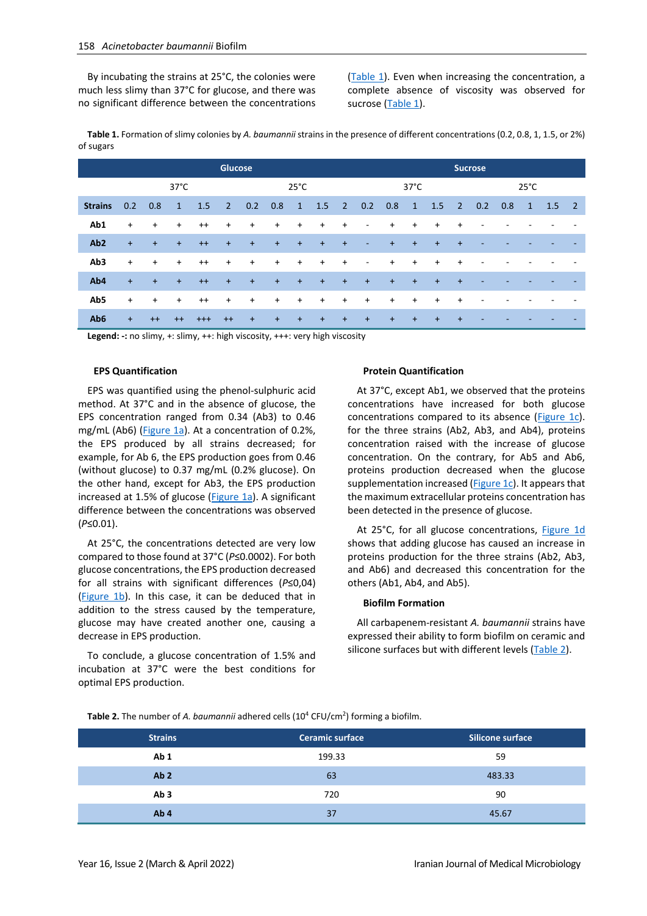By incubating the strains at 25°C, the colonies were much less slimy than 37°C for glucose, and there was no significant difference between the concentrations (Table 1). Even when increasing the concentration, a complete absence of viscosity was observed for sucrose (Table 1).

**Table 1.** Formation of slimy colonies by *A. baumannii* strains in the presence of different concentrations (0.2, 0.8, 1, 1.5, or 2%) of sugars

| | Glucose | | | | | | | | | | Sucrose | | | | | | | | | |
|---|---|---|---|---|---|---|---|---|---|---|---|---|---|---|---|---|---|---|---|---|
| | 37°C | | | | | 25°C | | | | | 37°C | | | | | 25°C | | | | |
| **Strains** | 0.2 | 0.8 | 1 | 1.5 | 2 | 0.2 | 0.8 | 1 | 1.5 | 2 | 0.2 | 0.8 | 1 | 1.5 | 2 | 0.2 | 0.8 | 1 | 1.5 | 2 |
| **Ab1** | + | + | + | ++ | + | + | + | + | + | + | - | + | + | + | + | - | - | - | - | - |
| **Ab2** | + | + | + | ++ | + | + | + | + | + | + | - | + | + | + | + | - | - | - | - | - |
| **Ab3** | + | + | + | ++ | + | + | + | + | + | + | - | + | + | + | + | - | - | - | - | - |
| **Ab4** | + | + | + | ++ | + | + | + | + | + | + | + | + | + | + | + | - | - | - | - | - |
| **Ab5** | + | + | + | ++ | + | + | + | + | + | + | + | + | + | + | + | - | - | - | - | - |
| **Ab6** | + | ++ | ++ | +++ | ++ | + | + | + | + | + | + | + | + | + | + | - | - | - | - | - |

**Legend: -:** no slimy, +: slimy, ++: high viscosity, +++: very high viscosity

### EPS Quantification

EPS was quantified using the phenol-sulphuric acid method. At 37°C and in the absence of glucose, the EPS concentration ranged from 0.34 (Ab3) to 0.46 mg/mL (Ab6) (Figure 1a). At a concentration of 0.2%, the EPS produced by all strains decreased; for example, for Ab 6, the EPS production goes from 0.46 (without glucose) to 0.37 mg/mL (0.2% glucose). On the other hand, except for Ab3, the EPS production increased at 1.5% of glucose (Figure 1a). A significant difference between the concentrations was observed ($P \leq 0.01$).

At 25°C, the concentrations detected are very low compared to those found at 37°C ($P \leq 0.0002$). For both glucose concentrations, the EPS production decreased for all strains with significant differences ($P \leq 0,04$) (Figure 1b). In this case, it can be deduced that in addition to the stress caused by the temperature, glucose may have created another one, causing a decrease in EPS production.

To conclude, a glucose concentration of 1.5% and incubation at 37°C were the best conditions for optimal EPS production.

### Protein Quantification

At 37°C, except Ab1, we observed that the proteins concentrations have increased for both glucose concentrations compared to its absence (Figure 1c). for the three strains (Ab2, Ab3, and Ab4), proteins concentration raised with the increase of glucose concentration. On the contrary, for Ab5 and Ab6, proteins production decreased when the glucose supplementation increased (Figure 1c). It appears that the maximum extracellular proteins concentration has been detected in the presence of glucose.

At 25°C, for all glucose concentrations, Figure 1d shows that adding glucose has caused an increase in proteins production for the three strains (Ab2, Ab3, and Ab6) and decreased this concentration for the others (Ab1, Ab4, and Ab5).

### Biofilm Formation

All carbapenem-resistant *A. baumannii* strains have expressed their ability to form biofilm on ceramic and silicone surfaces but with different levels (Table 2).

**Table 2.** The number of *A. baumannii* adhered cells ($10^4$ CFU/cm$^2$) forming a biofilm.

| Strains | Ceramic surface | Silicone surface |
|---|---|---|
| **Ab 1** | 199.33 | 59 |
| **Ab 2** | 63 | 483.33 |
| **Ab 3** | 720 | 90 |
| **Ab 4** | 37 | 45.67 |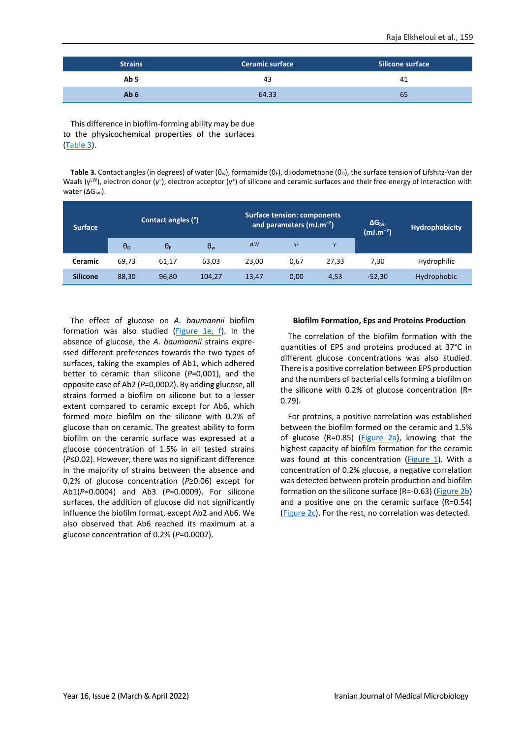| Strains | Ceramic surface | Silicone surface |
|---|---|---|
| Ab 5 | 43 | 41 |
| Ab 6 | 64.33 | 65 |

This difference in biofilm-forming ability may be due to the physicochemical properties of the surfaces (Table 3).

**Table 3.** Contact angles (in degrees) of water ($\theta_w$), formamide ($\theta_F$), diiodomethane ($\theta_D$), the surface tension of Lifshitz-Van der Waals ($\gamma^{LW}$), electron donor ($\gamma^-$), electron acceptor ($\gamma^+$) of silicone and ceramic surfaces and their free energy of interaction with water ($\Delta G_{iwi}$).

| Surface | Contact angles (°) | | | Surface tension: components and parameters ($mJ.m^{-2}$) | | | $\Delta G_{iwi}$ ($mJ.m^{-2}$) | Hydrophobicity |
|---|---|---|---|---|---|---|---|---|
| | $\theta_D$ | $\theta_F$ | $\theta_w$ | $\gamma^{LW}$ | $\gamma^+$ | $\gamma^-$ | | |
| **Ceramic** | 69,73 | 61,17 | 63,03 | 23,00 | 0,67 | 27,33 | 7,30 | Hydrophilic |
| **Silicone** | 88,30 | 96,80 | 104,27 | 13,47 | 0,00 | 4,53 | -52,30 | Hydrophobic |

The effect of glucose on *A. baumannii* biofilm formation was also studied (Figure 1e, f). In the absence of glucose, the *A. baumannii* strains expressed different preferences towards the two types of surfaces, taking the examples of Ab1, which adhered better to ceramic than silicone ($P$=0,001), and the opposite case of Ab2 ($P$=0,0002). By adding glucose, all strains formed a biofilm on silicone but to a lesser extent compared to ceramic except for Ab6, which formed more biofilm on the silicone with 0.2% of glucose than on ceramic. The greatest ability to form biofilm on the ceramic surface was expressed at a glucose concentration of 1.5% in all tested strains ($P \leq 0.02$). However, there was no significant difference in the majority of strains between the absence and 0,2% of glucose concentration ($P \geq 0.06$) except for Ab1($P$=0.0004) and Ab3 ($P$=0.0009). For silicone surfaces, the addition of glucose did not significantly influence the biofilm format, except Ab2 and Ab6. We also observed that Ab6 reached its maximum at a glucose concentration of 0.2% ($P$=0.0002).

#### Biofilm Formation, Eps and Proteins Production

The correlation of the biofilm formation with the quantities of EPS and proteins produced at 37°C in different glucose concentrations was also studied. There is a positive correlation between EPS production and the numbers of bacterial cells forming a biofilm on the silicone with 0.2% of glucose concentration (R= 0.79).

For proteins, a positive correlation was established between the biofilm formed on the ceramic and 1.5% of glucose (R=0.85) (Figure 2a), knowing that the highest capacity of biofilm formation for the ceramic was found at this concentration (Figure 1). With a concentration of 0.2% glucose, a negative correlation was detected between protein production and biofilm formation on the silicone surface (R=-0.63) (Figure 2b) and a positive one on the ceramic surface (R=0.54) (Figure 2c). For the rest, no correlation was detected.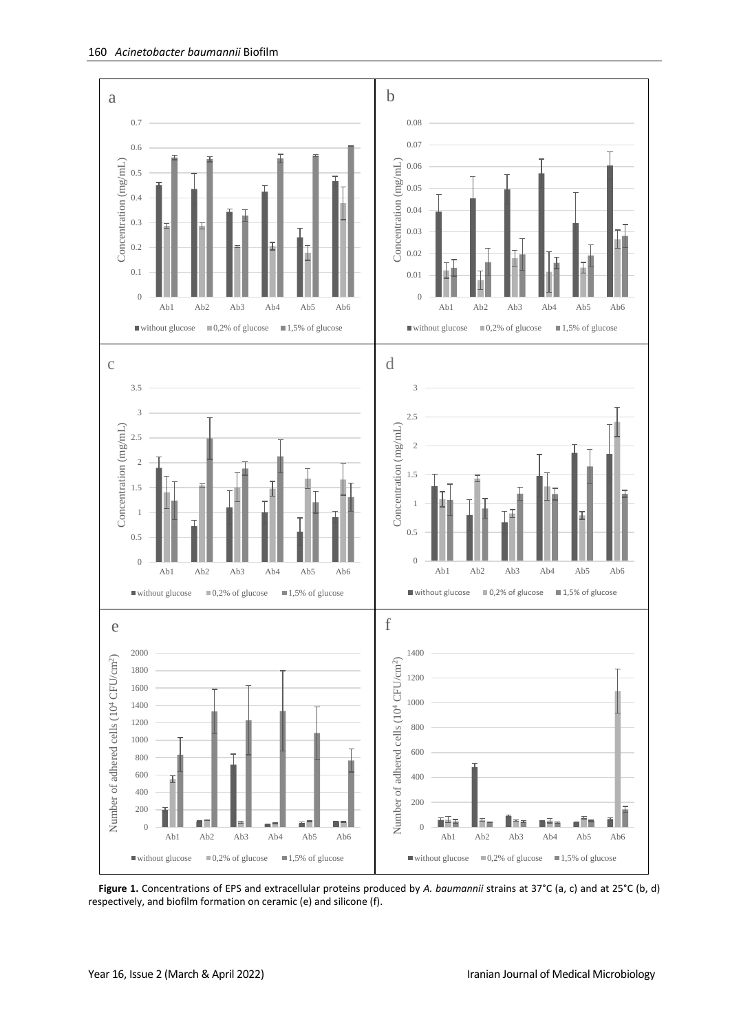**Figure 1.** Concentrations of EPS and extracellular proteins produced by *A. baumannii* strains at 37°C (a, c) and at 25°C (b, d) respectively, and biofilm formation on ceramic (e) and silicone (f).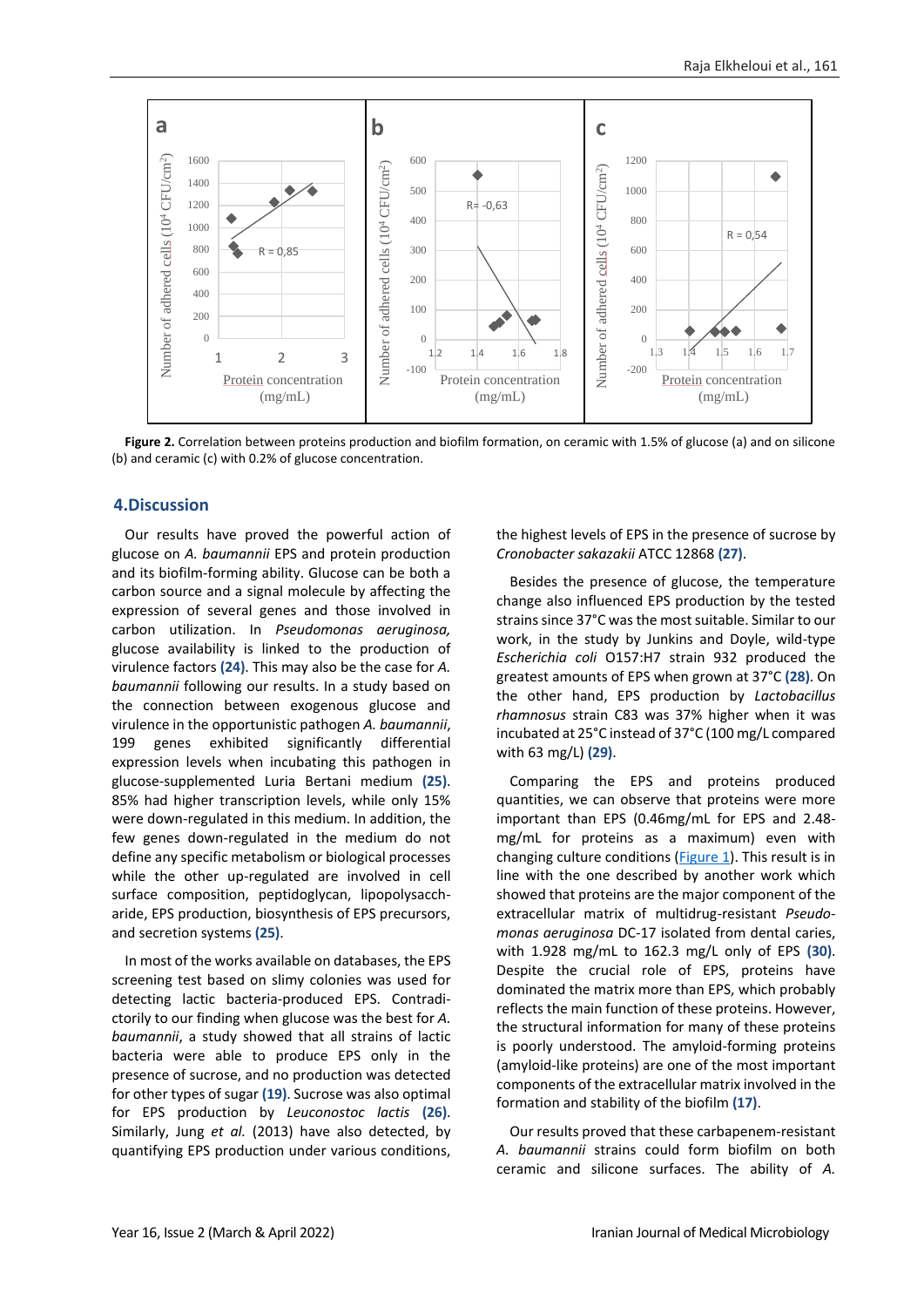**Figure 2.** Correlation between proteins production and biofilm formation, on ceramic with 1.5% of glucose (a) and on silicone (b) and ceramic (c) with 0.2% of glucose concentration.

## 4.Discussion

Our results have proved the powerful action of glucose on *A. baumannii* EPS and protein production and its biofilm-forming ability. Glucose can be both a carbon source and a signal molecule by affecting the expression of several genes and those involved in carbon utilization. In *Pseudomonas aeruginosa,* glucose availability is linked to the production of virulence factors **(24)**. This may also be the case for *A. baumannii* following our results. In a study based on the connection between exogenous glucose and virulence in the opportunistic pathogen *A. baumannii*, 199 genes exhibited significantly differential expression levels when incubating this pathogen in glucose-supplemented Luria Bertani medium **(25)**. 85% had higher transcription levels, while only 15% were down-regulated in this medium. In addition, the few genes down-regulated in the medium do not define any specific metabolism or biological processes while the other up-regulated are involved in cell surface composition, peptidoglycan, lipopolysaccharide, EPS production, biosynthesis of EPS precursors, and secretion systems **(25)**.

In most of the works available on databases, the EPS screening test based on slimy colonies was used for detecting lactic bacteria-produced EPS. Contradictorily to our finding when glucose was the best for *A. baumannii*, a study showed that all strains of lactic bacteria were able to produce EPS only in the presence of sucrose, and no production was detected for other types of sugar **(19)**. Sucrose was also optimal for EPS production by *Leuconostoc lactis* **(26)**. Similarly, Jung *et al.* (2013) have also detected, by quantifying EPS production under various conditions, the highest levels of EPS in the presence of sucrose by *Cronobacter sakazakii* ATCC 12868 **(27)**.

Besides the presence of glucose, the temperature change also influenced EPS production by the tested strains since 37°C was the most suitable. Similar to our work, in the study by Junkins and Doyle, wild-type *Escherichia coli* O157:H7 strain 932 produced the greatest amounts of EPS when grown at 37°C **(28)**. On the other hand, EPS production by *Lactobacillus rhamnosus* strain C83 was 37% higher when it was incubated at 25°C instead of 37°C (100 mg/L compared with 63 mg/L) **(29)**.

Comparing the EPS and proteins produced quantities, we can observe that proteins were more important than EPS (0.46mg/mL for EPS and 2.48-mg/mL for proteins as a maximum) even with changing culture conditions (Figure 1). This result is in line with the one described by another work which showed that proteins are the major component of the extracellular matrix of multidrug-resistant *Pseudomonas aeruginosa* DC-17 isolated from dental caries, with 1.928 mg/mL to 162.3 mg/L only of EPS **(30)**. Despite the crucial role of EPS, proteins have dominated the matrix more than EPS, which probably reflects the main function of these proteins. However, the structural information for many of these proteins is poorly understood. The amyloid-forming proteins (amyloid-like proteins) are one of the most important components of the extracellular matrix involved in the formation and stability of the biofilm **(17)**.

Our results proved that these carbapenem-resistant *A. baumannii* strains could form biofilm on both ceramic and silicone surfaces. The ability of *A.*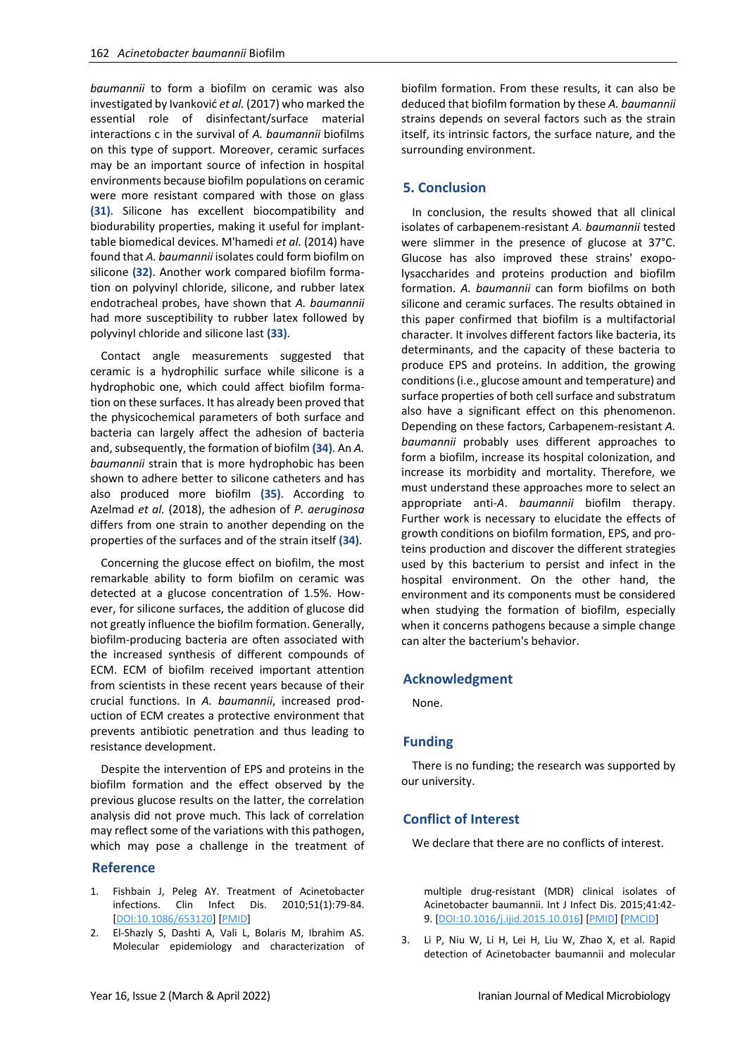*baumannii* to form a biofilm on ceramic was also investigated by Ivanković *et al.* (2017) who marked the essential role of disinfectant/surface material interactions c in the survival of *A. baumannii* biofilms on this type of support. Moreover, ceramic surfaces may be an important source of infection in hospital environments because biofilm populations on ceramic were more resistant compared with those on glass **(31)**. Silicone has excellent biocompatibility and biodurability properties, making it useful for implanttable biomedical devices. M'hamedi *et al.* (2014) have found that *A. baumannii* isolates could form biofilm on silicone **(32)**. Another work compared biofilm formation on polyvinyl chloride, silicone, and rubber latex endotracheal probes, have shown that *A. baumannii* had more susceptibility to rubber latex followed by polyvinyl chloride and silicone last **(33)**.

Contact angle measurements suggested that ceramic is a hydrophilic surface while silicone is a hydrophobic one, which could affect biofilm formation on these surfaces. It has already been proved that the physicochemical parameters of both surface and bacteria can largely affect the adhesion of bacteria and, subsequently, the formation of biofilm **(34)**. An *A. baumannii* strain that is more hydrophobic has been shown to adhere better to silicone catheters and has also produced more biofilm **(35)**. According to Azelmad *et al.* (2018), the adhesion of *P. aeruginosa* differs from one strain to another depending on the properties of the surfaces and of the strain itself **(34)**.

Concerning the glucose effect on biofilm, the most remarkable ability to form biofilm on ceramic was detected at a glucose concentration of 1.5%. However, for silicone surfaces, the addition of glucose did not greatly influence the biofilm formation. Generally, biofilm-producing bacteria are often associated with the increased synthesis of different compounds of ECM. ECM of biofilm received important attention from scientists in these recent years because of their crucial functions. In *A. baumannii*, increased production of ECM creates a protective environment that prevents antibiotic penetration and thus leading to resistance development.

Despite the intervention of EPS and proteins in the biofilm formation and the effect observed by the previous glucose results on the latter, the correlation analysis did not prove much. This lack of correlation may reflect some of the variations with this pathogen, which may pose a challenge in the treatment of biofilm formation. From these results, it can also be deduced that biofilm formation by these *A. baumannii* strains depends on several factors such as the strain itself, its intrinsic factors, the surface nature, and the surrounding environment.

## 5. Conclusion

In conclusion, the results showed that all clinical isolates of carbapenem-resistant *A. baumannii* tested were slimmer in the presence of glucose at 37°C. Glucose has also improved these strains' exopolysaccharides and proteins production and biofilm formation. *A. baumannii* can form biofilms on both silicone and ceramic surfaces. The results obtained in this paper confirmed that biofilm is a multifactorial character. It involves different factors like bacteria, its determinants, and the capacity of these bacteria to produce EPS and proteins. In addition, the growing conditions (i.e., glucose amount and temperature) and surface properties of both cell surface and substratum also have a significant effect on this phenomenon. Depending on these factors, Carbapenem-resistant *A. baumannii* probably uses different approaches to form a biofilm, increase its hospital colonization, and increase its morbidity and mortality. Therefore, we must understand these approaches more to select an appropriate anti-*A*. *baumannii* biofilm therapy. Further work is necessary to elucidate the effects of growth conditions on biofilm formation, EPS, and proteins production and discover the different strategies used by this bacterium to persist and infect in the hospital environment. On the other hand, the environment and its components must be considered when studying the formation of biofilm, especially when it concerns pathogens because a simple change can alter the bacterium's behavior.

## Acknowledgment

None.

## Funding

There is no funding; the research was supported by our university.

## Conflict of Interest

We declare that there are no conflicts of interest.

## Reference

1. Fishbain J, Peleg AY. Treatment of Acinetobacter infections. Clin Infect Dis. 2010;51(1):79-84. [DOI:10.1086/653120] [PMID]
2. El-Shazly S, Dashti A, Vali L, Bolaris M, Ibrahim AS. Molecular epidemiology and characterization of multiple drug-resistant (MDR) clinical isolates of Acinetobacter baumannii. Int J Infect Dis. 2015;41:42-9. [DOI:10.1016/j.ijid.2015.10.016] [PMID] [PMCID]
3. Li P, Niu W, Li H, Lei H, Liu W, Zhao X, et al. Rapid detection of Acinetobacter baumannii and molecular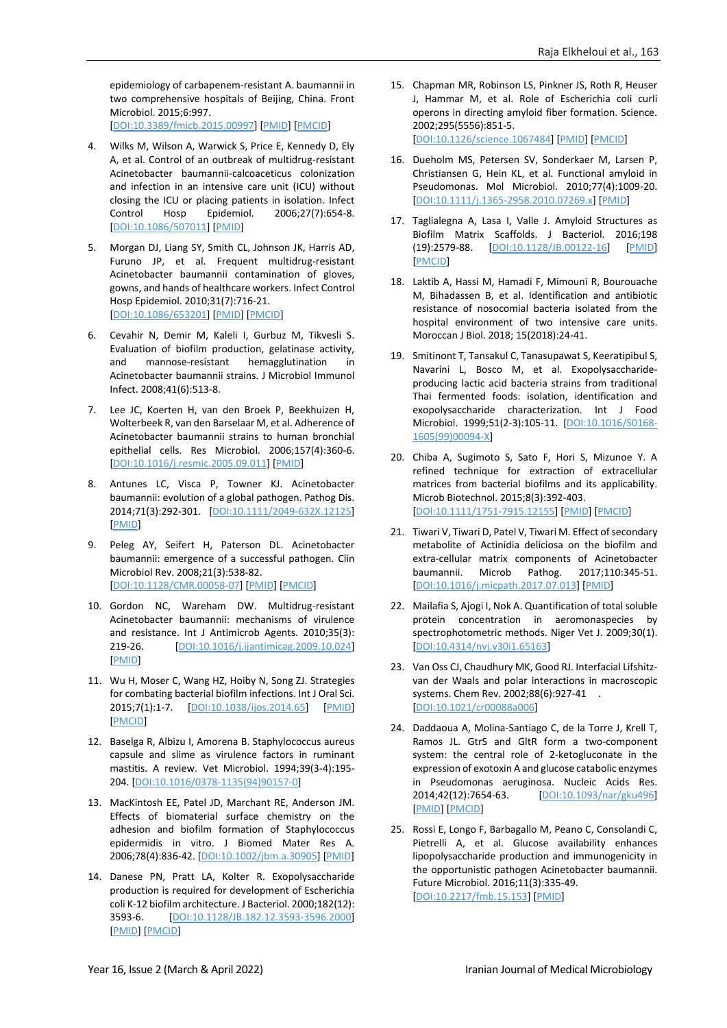epidemiology of carbapenem-resistant A. baumannii in two comprehensive hospitals of Beijing, China. Front Microbiol. 2015;6:997. [DOI:10.3389/fmicb.2015.00997] [PMID] [PMCID]

4. Wilks M, Wilson A, Warwick S, Price E, Kennedy D, Ely A, et al. Control of an outbreak of multidrug-resistant Acinetobacter baumannii-calcoaceticus colonization and infection in an intensive care unit (ICU) without closing the ICU or placing patients in isolation. Infect Control Hosp Epidemiol. 2006;27(7):654-8. [DOI:10.1086/507011] [PMID]

5. Morgan DJ, Liang SY, Smith CL, Johnson JK, Harris AD, Furuno JP, et al. Frequent multidrug-resistant Acinetobacter baumannii contamination of gloves, gowns, and hands of healthcare workers. Infect Control Hosp Epidemiol. 2010;31(7):716-21. [DOI:10.1086/653201] [PMID] [PMCID]

6. Cevahir N, Demir M, Kaleli I, Gurbuz M, Tikvesli S. Evaluation of biofilm production, gelatinase activity, and mannose-resistant hemagglutination in Acinetobacter baumannii strains. J Microbiol Immunol Infect. 2008;41(6):513-8.

7. Lee JC, Koerten H, van den Broek P, Beekhuizen H, Wolterbeek R, van den Barselaar M, et al. Adherence of Acinetobacter baumannii strains to human bronchial epithelial cells. Res Microbiol. 2006;157(4):360-6. [DOI:10.1016/j.resmic.2005.09.011] [PMID]

8. Antunes LC, Visca P, Towner KJ. Acinetobacter baumannii: evolution of a global pathogen. Pathog Dis. 2014;71(3):292-301. [DOI:10.1111/2049-632X.12125] [PMID]

9. Peleg AY, Seifert H, Paterson DL. Acinetobacter baumannii: emergence of a successful pathogen. Clin Microbiol Rev. 2008;21(3):538-82. [DOI:10.1128/CMR.00058-07] [PMID] [PMCID]

10. Gordon NC, Wareham DW. Multidrug-resistant Acinetobacter baumannii: mechanisms of virulence and resistance. Int J Antimicrob Agents. 2010;35(3):219-26. [DOI:10.1016/j.ijantimicag.2009.10.024] [PMID]

11. Wu H, Moser C, Wang HZ, Hoiby N, Song ZJ. Strategies for combating bacterial biofilm infections. Int J Oral Sci. 2015;7(1):1-7. [DOI:10.1038/ijos.2014.65] [PMID] [PMCID]

12. Baselga R, Albizu I, Amorena B. Staphylococcus aureus capsule and slime as virulence factors in ruminant mastitis. A review. Vet Microbiol. 1994;39(3-4):195-204. [DOI:10.1016/0378-1135(94)90157-0]

13. MacKintosh EE, Patel JD, Marchant RE, Anderson JM. Effects of biomaterial surface chemistry on the adhesion and biofilm formation of Staphylococcus epidermidis in vitro. J Biomed Mater Res A. 2006;78(4):836-42. [DOI:10.1002/jbm.a.30905] [PMID]

14. Danese PN, Pratt LA, Kolter R. Exopolysaccharide production is required for development of Escherichia coli K-12 biofilm architecture. J Bacteriol. 2000;182(12):3593-6. [DOI:10.1128/JB.182.12.3593-3596.2000] [PMID] [PMCID]

15. Chapman MR, Robinson LS, Pinkner JS, Roth R, Heuser J, Hammar M, et al. Role of Escherichia coli curli operons in directing amyloid fiber formation. Science. 2002;295(5556):851-5. [DOI:10.1126/science.1067484] [PMID] [PMCID]

16. Dueholm MS, Petersen SV, Sonderkaer M, Larsen P, Christiansen G, Hein KL, et al. Functional amyloid in Pseudomonas. Mol Microbiol. 2010;77(4):1009-20. [DOI:10.1111/j.1365-2958.2010.07269.x] [PMID]

17. Taglialegna A, Lasa I, Valle J. Amyloid Structures as Biofilm Matrix Scaffolds. J Bacteriol. 2016;198 (19):2579-88. [DOI:10.1128/JB.00122-16] [PMID] [PMCID]

18. Laktib A, Hassi M, Hamadi F, Mimouni R, Bourouache M, Bihadassen B, et al. Identification and antibiotic resistance of nosocomial bacteria isolated from the hospital environment of two intensive care units. Moroccan J Biol. 2018; 15(2018):24-41.

19. Smitinont T, Tansakul C, Tanasupawat S, Keeratipibul S, Navarini L, Bosco M, et al. Exopolysaccharide-producing lactic acid bacteria strains from traditional Thai fermented foods: isolation, identification and exopolysaccharide characterization. Int J Food Microbiol. 1999;51(2-3):105-11. [DOI:10.1016/S0168-1605(99)00094-X]

20. Chiba A, Sugimoto S, Sato F, Hori S, Mizunoe Y. A refined technique for extraction of extracellular matrices from bacterial biofilms and its applicability. Microb Biotechnol. 2015;8(3):392-403. [DOI:10.1111/1751-7915.12155] [PMID] [PMCID]

21. Tiwari V, Tiwari D, Patel V, Tiwari M. Effect of secondary metabolite of Actinidia deliciosa on the biofilm and extra-cellular matrix components of Acinetobacter baumannii. Microb Pathog. 2017;110:345-51. [DOI:10.1016/j.micpath.2017.07.013] [PMID]

22. Mailafia S, Ajogi I, Nok A. Quantification of total soluble protein concentration in aeromonaspecies by spectrophotometric methods. Niger Vet J. 2009;30(1). [DOI:10.4314/nvj.v30i1.65163]

23. Van Oss CJ, Chaudhury MK, Good RJ. Interfacial Lifshitz-van der Waals and polar interactions in macroscopic systems. Chem Rev. 2002;88(6):927-41. [DOI:10.1021/cr00088a006]

24. Daddaoua A, Molina-Santiago C, de la Torre J, Krell T, Ramos JL. GtrS and GltR form a two-component system: the central role of 2-ketogluconate in the expression of exotoxin A and glucose catabolic enzymes in Pseudomonas aeruginosa. Nucleic Acids Res. 2014;42(12):7654-63. [DOI:10.1093/nar/gku496] [PMID] [PMCID]

25. Rossi E, Longo F, Barbagallo M, Peano C, Consolandi C, Pietrelli A, et al. Glucose availability enhances lipopolysaccharide production and immunogenicity in the opportunistic pathogen Acinetobacter baumannii. Future Microbiol. 2016;11(3):335-49. [DOI:10.2217/fmb.15.153] [PMID]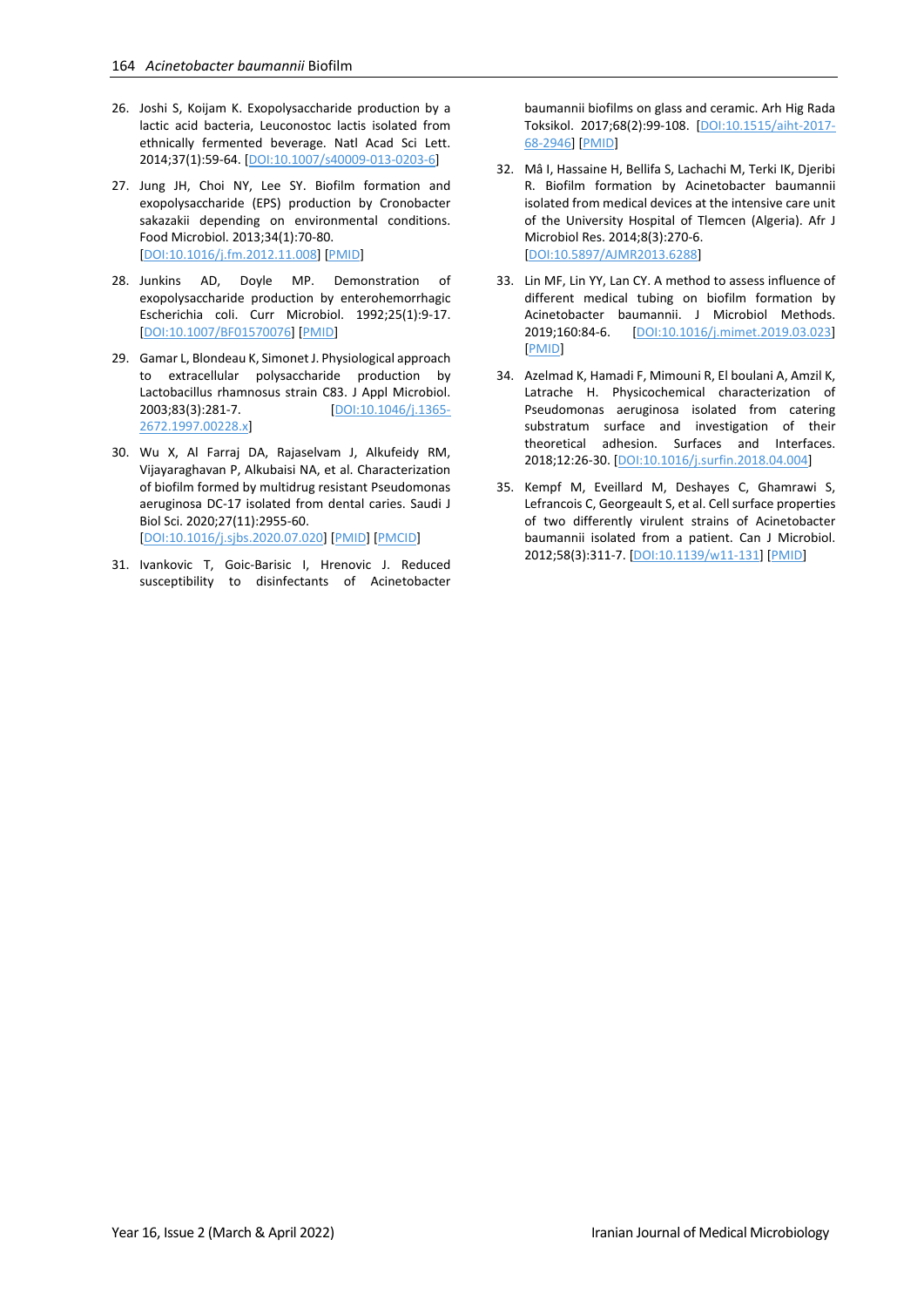26. Joshi S, Koijam K. Exopolysaccharide production by a lactic acid bacteria, Leuconostoc lactis isolated from ethnically fermented beverage. Natl Acad Sci Lett. 2014;37(1):59-64. [DOI:10.1007/s40009-013-0203-6]

27. Jung JH, Choi NY, Lee SY. Biofilm formation and exopolysaccharide (EPS) production by Cronobacter sakazakii depending on environmental conditions. Food Microbiol. 2013;34(1):70-80. [DOI:10.1016/j.fm.2012.11.008] [PMID]

28. Junkins AD, Doyle MP. Demonstration of exopolysaccharide production by enterohemorrhagic Escherichia coli. Curr Microbiol. 1992;25(1):9-17. [DOI:10.1007/BF01570076] [PMID]

29. Gamar L, Blondeau K, Simonet J. Physiological approach to extracellular polysaccharide production by Lactobacillus rhamnosus strain C83. J Appl Microbiol. 2003;83(3):281-7. [DOI:10.1046/j.1365-2672.1997.00228.x]

30. Wu X, Al Farraj DA, Rajaselvam J, Alkufeidy RM, Vijayaraghavan P, Alkubaisi NA, et al. Characterization of biofilm formed by multidrug resistant Pseudomonas aeruginosa DC-17 isolated from dental caries. Saudi J Biol Sci. 2020;27(11):2955-60. [DOI:10.1016/j.sjbs.2020.07.020] [PMID] [PMCID]

31. Ivankovic T, Goic-Barisic I, Hrenovic J. Reduced susceptibility to disinfectants of Acinetobacter baumannii biofilms on glass and ceramic. Arh Hig Rada Toksikol. 2017;68(2):99-108. [DOI:10.1515/aiht-2017-68-2946] [PMID]

32. Mâ I, Hassaine H, Bellifa S, Lachachi M, Terki IK, Djeribi R. Biofilm formation by Acinetobacter baumannii isolated from medical devices at the intensive care unit of the University Hospital of Tlemcen (Algeria). Afr J Microbiol Res. 2014;8(3):270-6. [DOI:10.5897/AJMR2013.6288]

33. Lin MF, Lin YY, Lan CY. A method to assess influence of different medical tubing on biofilm formation by Acinetobacter baumannii. J Microbiol Methods. 2019;160:84-6. [DOI:10.1016/j.mimet.2019.03.023] [PMID]

34. Azelmad K, Hamadi F, Mimouni R, El boulani A, Amzil K, Latrache H. Physicochemical characterization of Pseudomonas aeruginosa isolated from catering substratum surface and investigation of their theoretical adhesion. Surfaces and Interfaces. 2018;12:26-30. [DOI:10.1016/j.surfin.2018.04.004]

35. Kempf M, Eveillard M, Deshayes C, Ghamrawi S, Lefrancois C, Georgeault S, et al. Cell surface properties of two differently virulent strains of Acinetobacter baumannii isolated from a patient. Can J Microbiol. 2012;58(3):311-7. [DOI:10.1139/w11-131] [PMID]